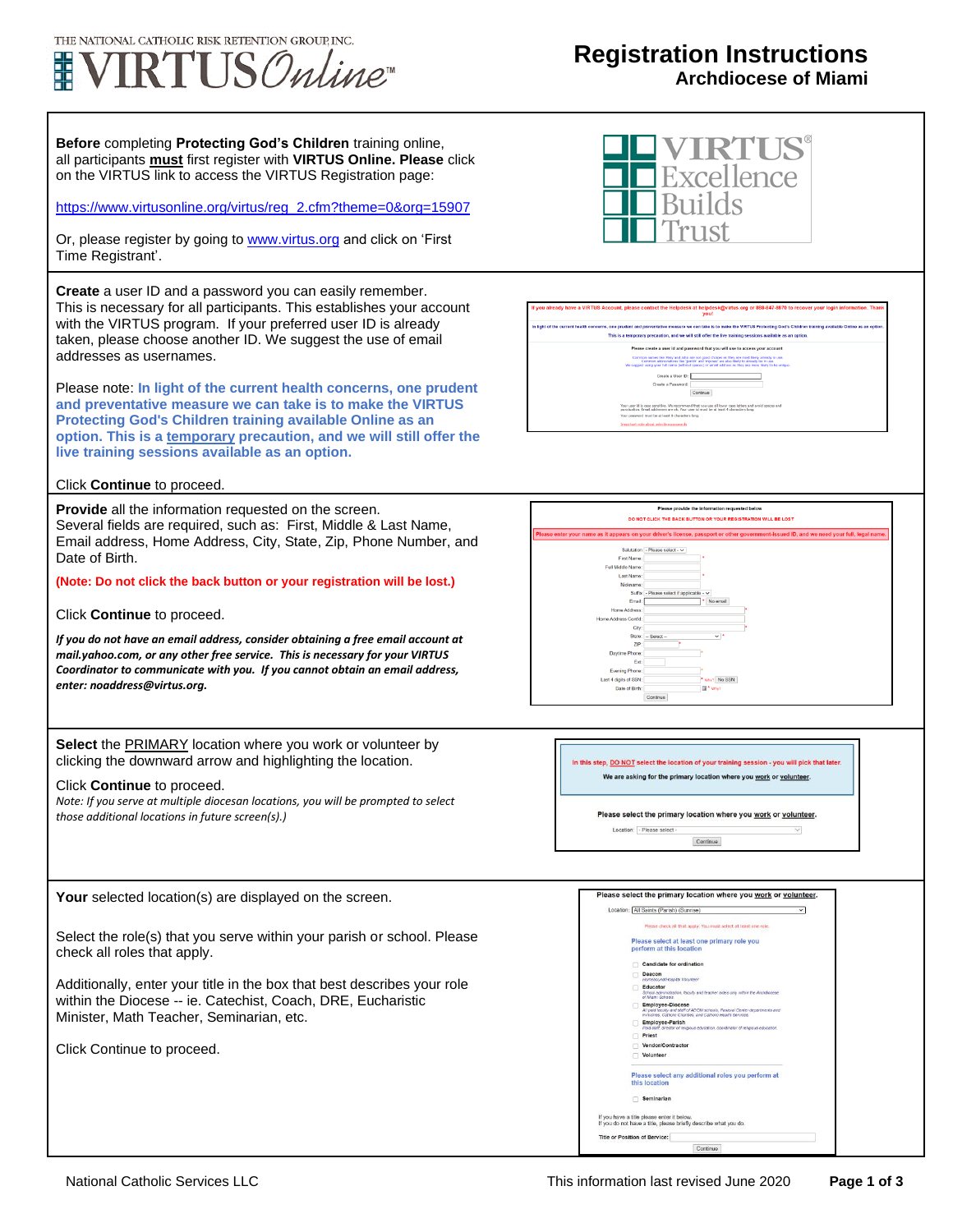THE NATIONAL CATHOLIC RISK RETENTION GROUP, INC.
VIRTUS Online™

# Registration Instructions

## Archdiocese of Miami

**Before** completing **Protecting God's Children** training online, all participants **must** first register with **VIRTUS Online. Please** click on the VIRTUS link to access the VIRTUS Registration page:

https://www.virtusonline.org/virtus/reg_2.cfm?theme=0&org=15907

Or, please register by going to www.virtus.org and click on 'First Time Registrant'.

VIRTUS® Excellence Builds Trust

---

**Create** a user ID and a password you can easily remember. This is necessary for all participants. This establishes your account with the VIRTUS program. If your preferred user ID is already taken, please choose another ID. We suggest the use of email addresses as usernames.

Please note: **In light of the current health concerns, one prudent and preventative measure we can take is to make the VIRTUS Protecting God's Children training available Online as an option. This is a temporary precaution, and we will still offer the live training sessions available as an option.**

Click **Continue** to proceed.

---

**Provide** all the information requested on the screen. Several fields are required, such as: First, Middle & Last Name, Email address, Home Address, City, State, Zip, Phone Number, and Date of Birth.

**(Note: Do not click the back button or your registration will be lost.)**

Click **Continue** to proceed.

***If you do not have an email address, consider obtaining a free email account at mail.yahoo.com, or any other free service. This is necessary for your VIRTUS Coordinator to communicate with you. If you cannot obtain an email address, enter: noaddress@virtus.org.***

---

**Select** the PRIMARY location where you work or volunteer by clicking the downward arrow and highlighting the location.

Click **Continue** to proceed.

*Note: If you serve at multiple diocesan locations, you will be prompted to select those additional locations in future screen(s).)*

---

**Your** selected location(s) are displayed on the screen.

Select the role(s) that you serve within your parish or school. Please check all roles that apply.

Additionally, enter your title in the box that best describes your role within the Diocese -- ie. Catechist, Coach, DRE, Eucharistic Minister, Math Teacher, Seminarian, etc.

Click Continue to proceed.

National Catholic Services LLC — This information last revised June 2020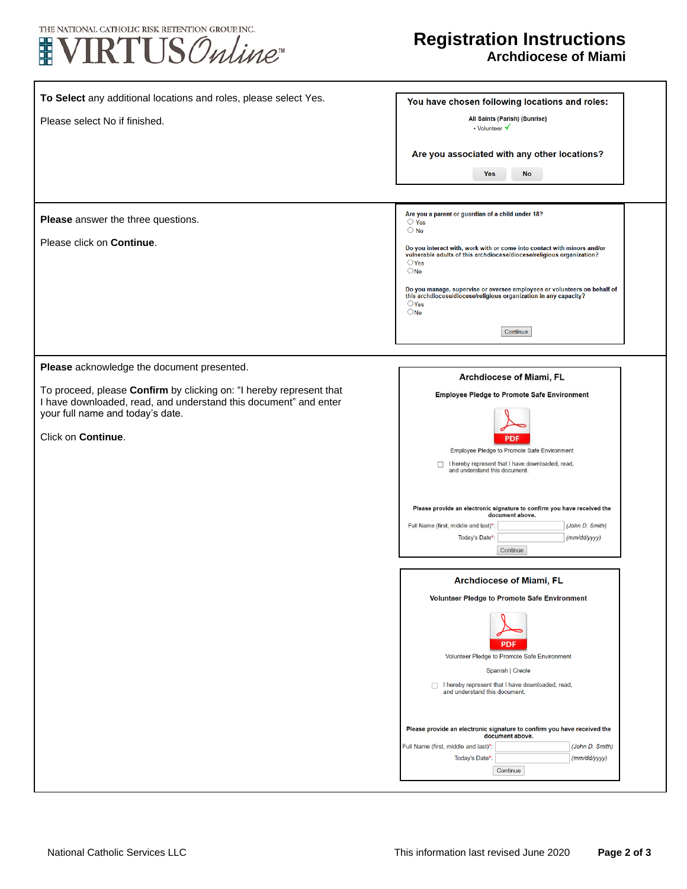| Instructions | Screen |
| --- | --- |
| **To Select** any additional locations and roles, please select Yes.<br><br>Please select No if finished. | **You have chosen following locations and roles:**<br><br>**All Saints (Parish) (Sunrise)**<br>• Volunteer ✓<br><br>**Are you associated with any other locations?**<br><br>Yes No |
| **Please** answer the three questions.<br><br>Please click on **Continue**. | **Are you a parent or guardian of a child under 18?**<br>○ Yes<br>○ No<br><br>**Do you interact with, work with or come into contact with minors and/or vulnerable adults of this archdiocese/diocese/religious organization?**<br>○ Yes<br>○ No<br><br>**Do you manage, supervise or oversee employees or volunteers on behalf of this archdiocese/diocese/religious organization in any capacity?**<br>○ Yes<br>○ No<br><br>Continue |
| **Please** acknowledge the document presented.<br><br>To proceed, please **Confirm** by clicking on: "I hereby represent that I have downloaded, read, and understand this document" and enter your full name and today's date.<br><br>Click on **Continue**. | **Archdiocese of Miami, FL**<br><br>**Employee Pledge to Promote Safe Environment**<br><br>PDF<br>Employee Pledge to Promote Safe Environment<br><br>☐ I hereby represent that I have downloaded, read, and understand this document.<br><br>**Please provide an electronic signature to confirm you have received the document above.**<br>Full Name (first, middle and last)*: ______ *(John D. Smith)*<br>Today's Date*: ______ *(mm/dd/yyyy)*<br>Continue<br><br>**Archdiocese of Miami, FL**<br><br>**Volunteer Pledge to Promote Safe Environment**<br><br>PDF<br>Volunteer Pledge to Promote Safe Environment<br><br>Spanish \| Creole<br><br>☐ I hereby represent that I have downloaded, read, and understand this document.<br><br>**Please provide an electronic signature to confirm you have received the document above.**<br>Full Name (first, middle and last)*: ______ *(John D. Smith)*<br>Today's Date*: ______ *(mm/dd/yyyy)*<br>Continue |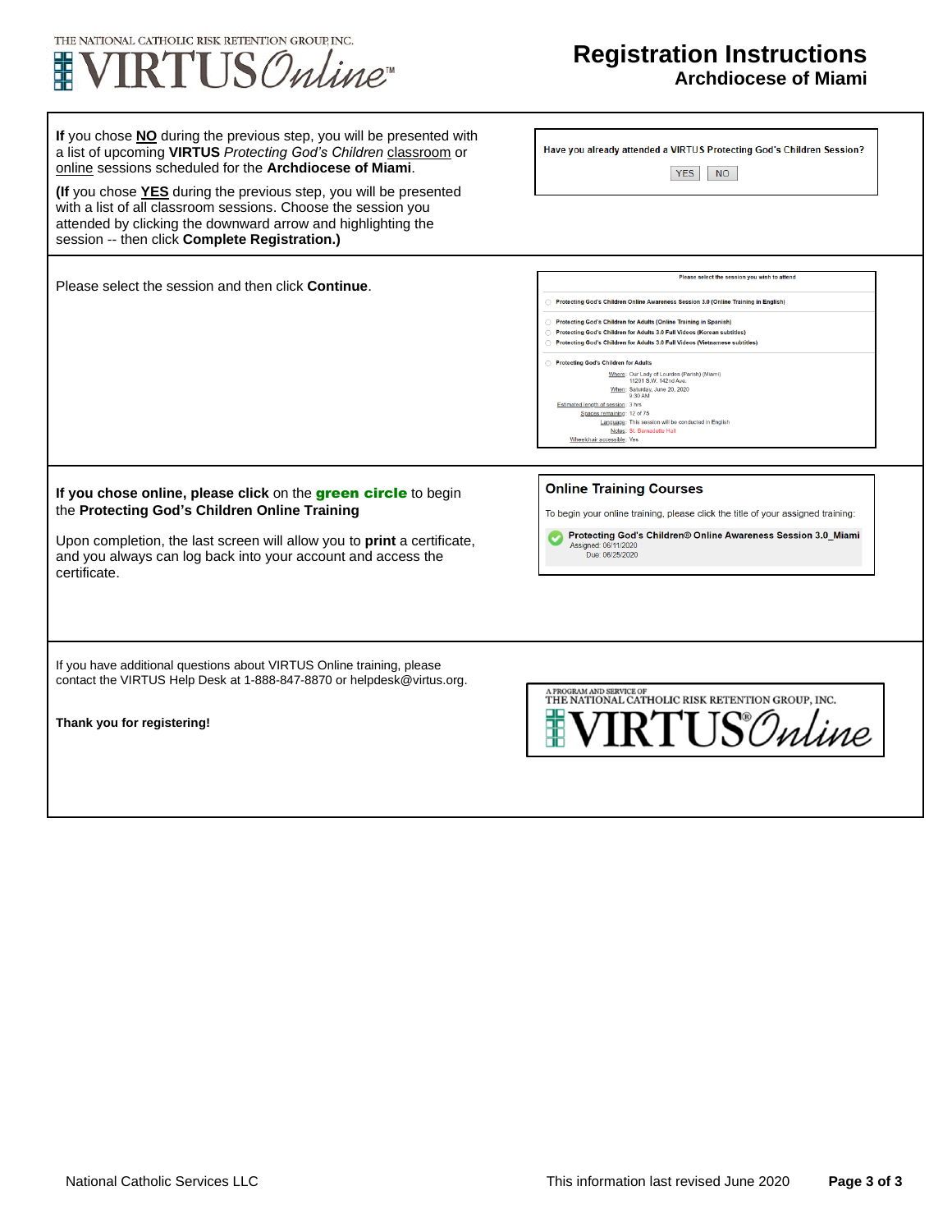**If** you chose **NO** during the previous step, you will be presented with a list of upcoming **VIRTUS** *Protecting God's Children* classroom or online sessions scheduled for the **Archdiocese of Miami**.

**(If** you chose **YES** during the previous step, you will be presented with a list of all classroom sessions. Choose the session you attended by clicking the downward arrow and highlighting the session -- then click **Complete Registration.)**

Have you already attended a VIRTUS Protecting God's Children Session?

YES NO

Please select the session and then click **Continue**.

Please select the session you wish to attend

- Protecting God's Children Online Awareness Session 3.0 (Online Training in English)
- Protecting God's Children for Adults (Online Training in Spanish)
- Protecting God's Children for Adults 3.0 Full Videos (Korean subtitles)
- Protecting God's Children for Adults 3.0 Full Videos (Vietnamese subtitles)
- Protecting God's Children for Adults

Where: Our Lady of Lourdes (Parish) (Miami) 11291 S.W. 142nd Ave.
When: Saturday, June 20, 2020 9:30 AM
Estimated length of session: 3 hrs
Spaces remaining: 12 of 75
Language: This session will be conducted in English
Notes: St. Bernadette Hall
Wheelchair accessible: Yes

**If you chose online, please click** on the **green circle** to begin the **Protecting God's Children Online Training**

Upon completion, the last screen will allow you to **print** a certificate, and you always can log back into your account and access the certificate.

**Online Training Courses**

To begin your online training, please click the title of your assigned training:

**Protecting God's Children® Online Awareness Session 3.0_Miami**
Assigned: 06/11/2020
Due: 06/25/2020

If you have additional questions about VIRTUS Online training, please contact the VIRTUS Help Desk at 1-888-847-8870 or helpdesk@virtus.org.

**Thank you for registering!**

A PROGRAM AND SERVICE OF THE NATIONAL CATHOLIC RISK RETENTION GROUP, INC.
VIRTUS® Online